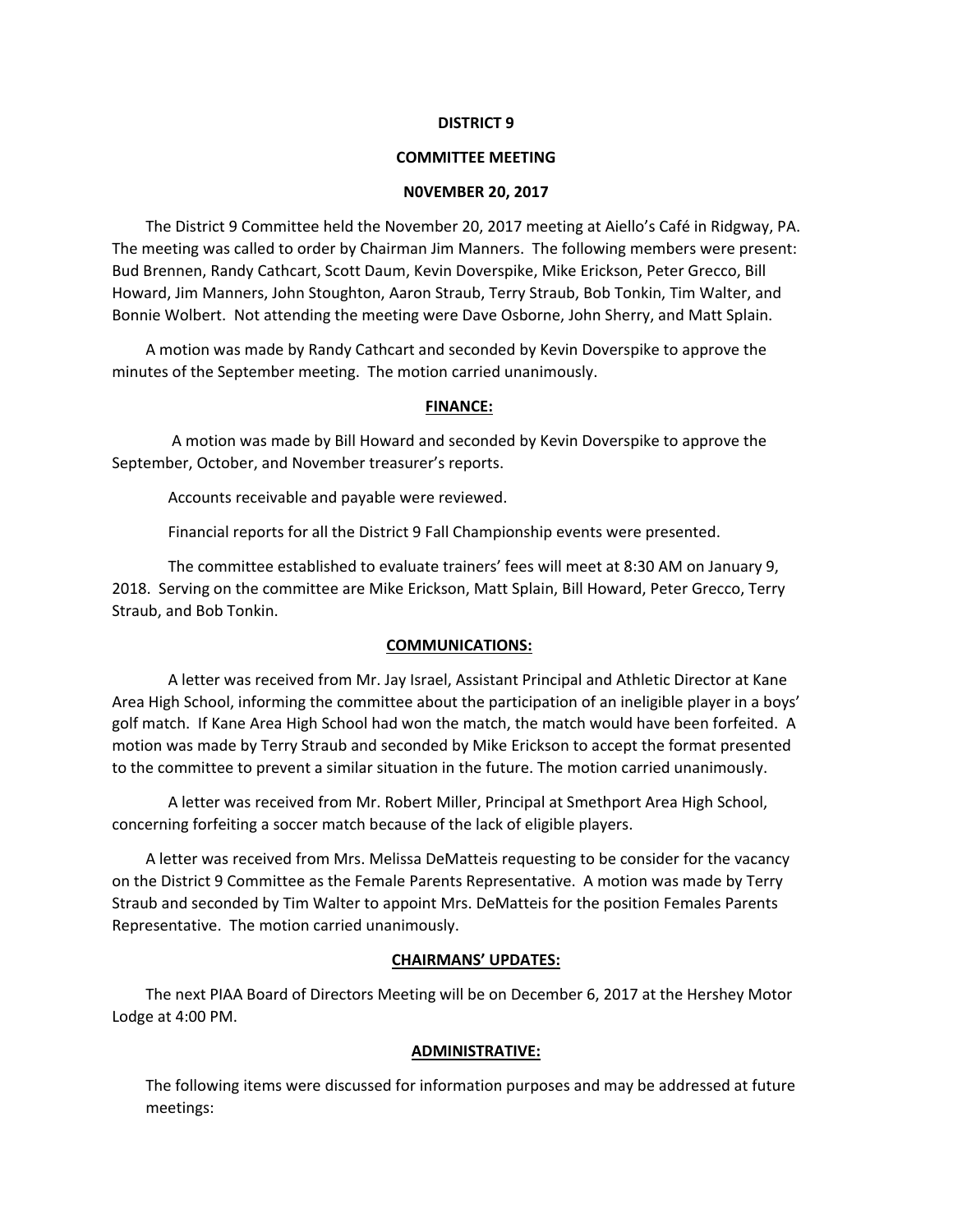**DISTRICT 9**

**COMMITTEE MEETING**

**N0VEMBER 20, 2017**

The District 9 Committee held the November 20, 2017 meeting at Aiello's Café in Ridgway, PA. The meeting was called to order by Chairman Jim Manners. The following members were present: Bud Brennen, Randy Cathcart, Scott Daum, Kevin Doverspike, Mike Erickson, Peter Grecco, Bill Howard, Jim Manners, John Stoughton, Aaron Straub, Terry Straub, Bob Tonkin, Tim Walter, and Bonnie Wolbert. Not attending the meeting were Dave Osborne, John Sherry, and Matt Splain.

A motion was made by Randy Cathcart and seconded by Kevin Doverspike to approve the minutes of the September meeting. The motion carried unanimously.

**FINANCE:**

A motion was made by Bill Howard and seconded by Kevin Doverspike to approve the September, October, and November treasurer's reports.

Accounts receivable and payable were reviewed.

Financial reports for all the District 9 Fall Championship events were presented.

The committee established to evaluate trainers' fees will meet at 8:30 AM on January 9, 2018. Serving on the committee are Mike Erickson, Matt Splain, Bill Howard, Peter Grecco, Terry Straub, and Bob Tonkin.

**COMMUNICATIONS:**

A letter was received from Mr. Jay Israel, Assistant Principal and Athletic Director at Kane Area High School, informing the committee about the participation of an ineligible player in a boys' golf match. If Kane Area High School had won the match, the match would have been forfeited. A motion was made by Terry Straub and seconded by Mike Erickson to accept the format presented to the committee to prevent a similar situation in the future. The motion carried unanimously.

A letter was received from Mr. Robert Miller, Principal at Smethport Area High School, concerning forfeiting a soccer match because of the lack of eligible players.

A letter was received from Mrs. Melissa DeMatteis requesting to be consider for the vacancy on the District 9 Committee as the Female Parents Representative. A motion was made by Terry Straub and seconded by Tim Walter to appoint Mrs. DeMatteis for the position Females Parents Representative. The motion carried unanimously.

**CHAIRMANS' UPDATES:**

The next PIAA Board of Directors Meeting will be on December 6, 2017 at the Hershey Motor Lodge at 4:00 PM.

**ADMINISTRATIVE:**

The following items were discussed for information purposes and may be addressed at future meetings: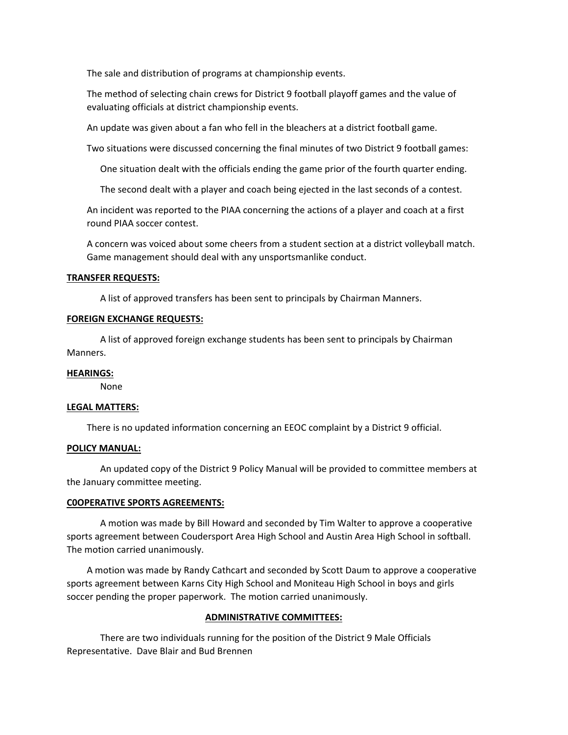The sale and distribution of programs at championship events.

The method of selecting chain crews for District 9 football playoff games and the value of evaluating officials at district championship events.

An update was given about a fan who fell in the bleachers at a district football game.

Two situations were discussed concerning the final minutes of two District 9 football games:

One situation dealt with the officials ending the game prior of the fourth quarter ending.

The second dealt with a player and coach being ejected in the last seconds of a contest.

An incident was reported to the PIAA concerning the actions of a player and coach at a first round PIAA soccer contest.

A concern was voiced about some cheers from a student section at a district volleyball match. Game management should deal with any unsportsmanlike conduct.

**TRANSFER REQUESTS:**

A list of approved transfers has been sent to principals by Chairman Manners.

**FOREIGN EXCHANGE REQUESTS:**

A list of approved foreign exchange students has been sent to principals by Chairman Manners.

**HEARINGS:**

None

**LEGAL MATTERS:**

There is no updated information concerning an EEOC complaint by a District 9 official.

**POLICY MANUAL:**

An updated copy of the District 9 Policy Manual will be provided to committee members at the January committee meeting.

**C0OPERATIVE SPORTS AGREEMENTS:**

A motion was made by Bill Howard and seconded by Tim Walter to approve a cooperative sports agreement between Coudersport Area High School and Austin Area High School in softball. The motion carried unanimously.

A motion was made by Randy Cathcart and seconded by Scott Daum to approve a cooperative sports agreement between Karns City High School and Moniteau High School in boys and girls soccer pending the proper paperwork. The motion carried unanimously.

**ADMINISTRATIVE COMMITTEES:**

There are two individuals running for the position of the District 9 Male Officials Representative. Dave Blair and Bud Brennen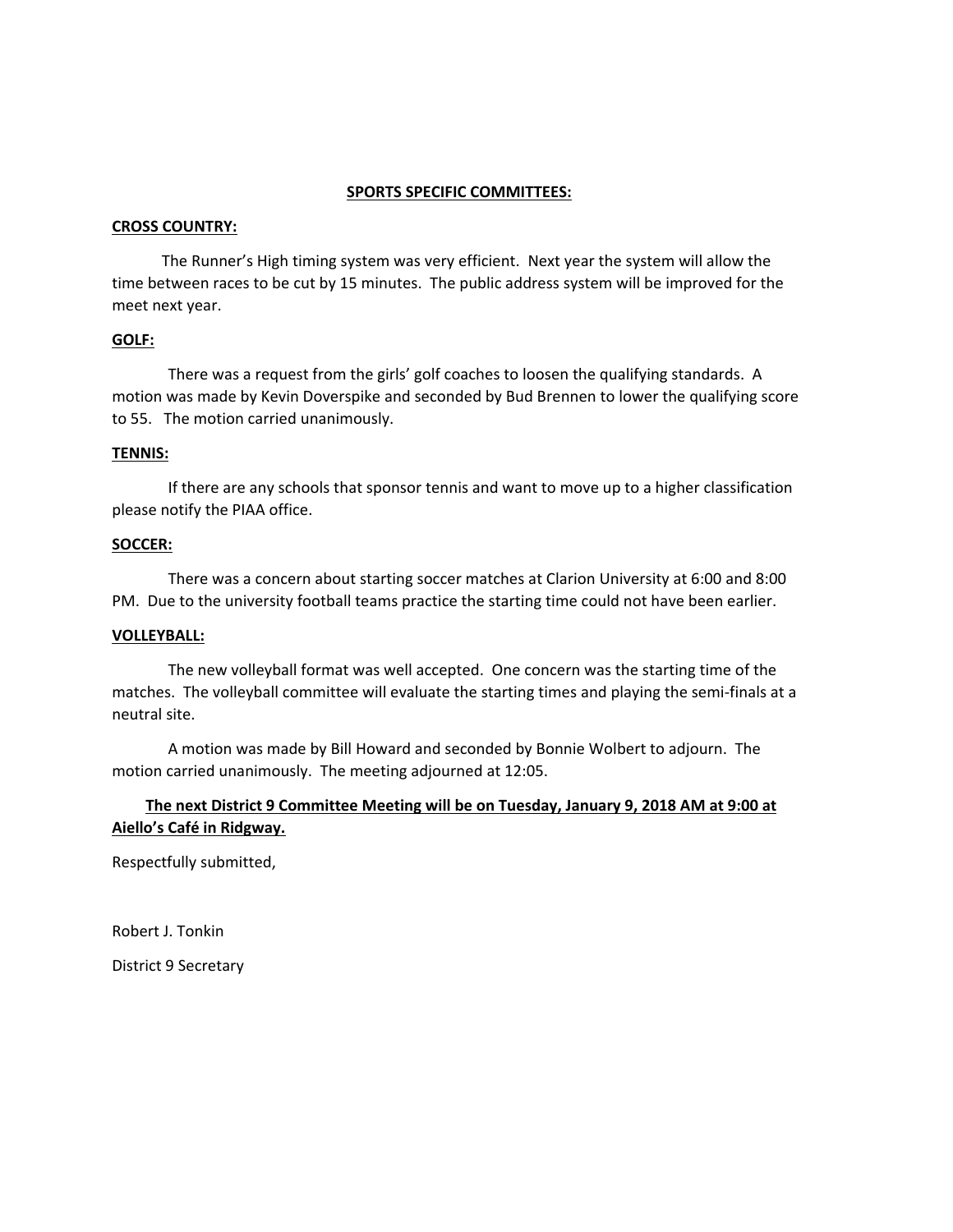## SPORTS SPECIFIC COMMITTEES:

### CROSS COUNTRY:

The Runner's High timing system was very efficient. Next year the system will allow the time between races to be cut by 15 minutes. The public address system will be improved for the meet next year.

### GOLF:

There was a request from the girls' golf coaches to loosen the qualifying standards. A motion was made by Kevin Doverspike and seconded by Bud Brennen to lower the qualifying score to 55. The motion carried unanimously.

### TENNIS:

If there are any schools that sponsor tennis and want to move up to a higher classification please notify the PIAA office.

### SOCCER:

There was a concern about starting soccer matches at Clarion University at 6:00 and 8:00 PM. Due to the university football teams practice the starting time could not have been earlier.

### VOLLEYBALL:

The new volleyball format was well accepted. One concern was the starting time of the matches. The volleyball committee will evaluate the starting times and playing the semi-finals at a neutral site.

A motion was made by Bill Howard and seconded by Bonnie Wolbert to adjourn. The motion carried unanimously. The meeting adjourned at 12:05.

**The next District 9 Committee Meeting will be on Tuesday, January 9, 2018 AM at 9:00 at Aiello's Café in Ridgway.**

Respectfully submitted,

Robert J. Tonkin

District 9 Secretary